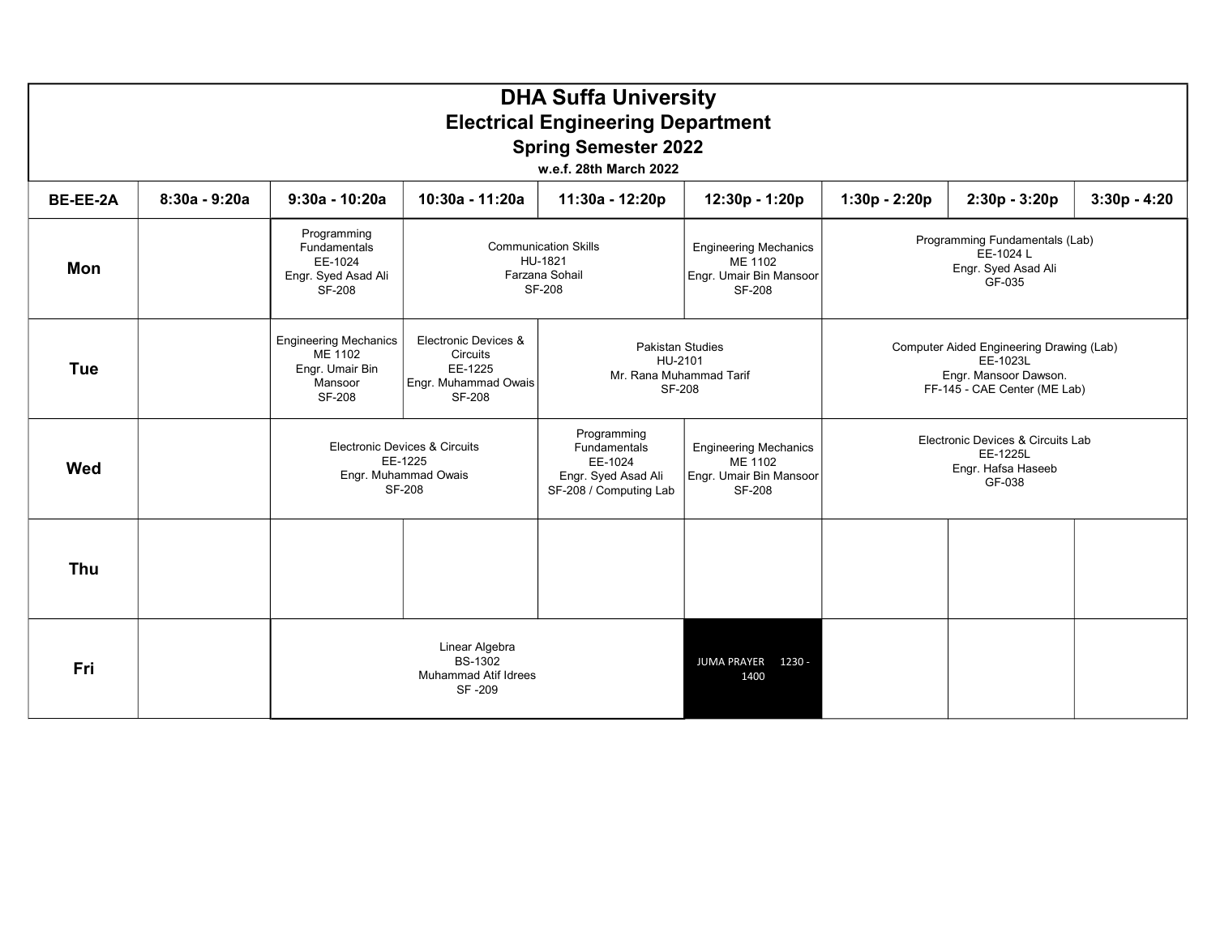# DHA Suffa University

## Electrical Engineering Department

### Spring Semester 2022

**w.e.f. 28th March 2022**

| BE-EE-2A | 8:30a - 9:20a | 9:30a - 10:20a | 10:30a - 11:20a | 11:30a - 12:20p | 12:30p - 1:20p | 1:30p - 2:20p | 2:30p - 3:20p | 3:30p - 4:20 |
|---|---|---|---|---|---|---|---|---|
| **Mon** | | Programming Fundamentals EE-1024 Engr. Syed Asad Ali SF-208 | Communication Skills HU-1821 Farzana Sohail SF-208 | | Engineering Mechanics ME 1102 Engr. Umair Bin Mansoor SF-208 | Programming Fundamentals (Lab) EE-1024 L Engr. Syed Asad Ali GF-035 | | |
| **Tue** | | Engineering Mechanics ME 1102 Engr. Umair Bin Mansoor SF-208 | Electronic Devices & Circuits EE-1225 Engr. Muhammad Owais SF-208 | Pakistan Studies HU-2101 Mr. Rana Muhammad Tarif SF-208 | | Computer Aided Engineering Drawing (Lab) EE-1023L Engr. Mansoor Dawson. FF-145 - CAE Center (ME Lab) | | |
| **Wed** | | Electronic Devices & Circuits EE-1225 Engr. Muhammad Owais SF-208 | | Programming Fundamentals EE-1024 Engr. Syed Asad Ali SF-208 / Computing Lab | Engineering Mechanics ME 1102 Engr. Umair Bin Mansoor SF-208 | Electronic Devices & Circuits Lab EE-1225L Engr. Hafsa Haseeb GF-038 | | |
| **Thu** | | | | | | | | |
| **Fri** | | Linear Algebra BS-1302 Muhammad Atif Idrees SF -209 | | | JUMA PRAYER 1230 - 1400 | | | |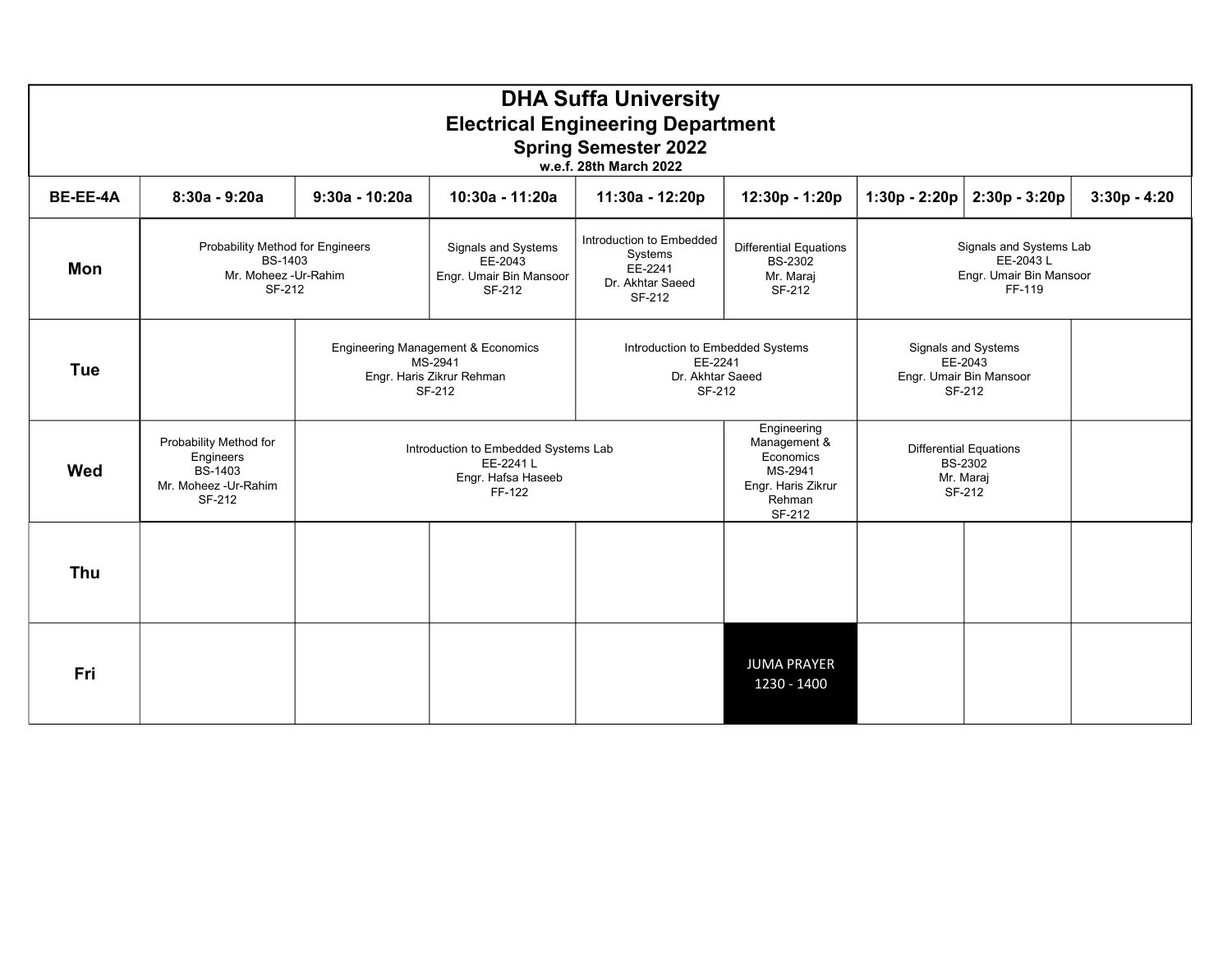# DHA Suffa University

## Electrical Engineering Department

### Spring Semester 2022

w.e.f. 28th March 2022

| BE-EE-4A | 8:30a - 9:20a | 9:30a - 10:20a | 10:30a - 11:20a | 11:30a - 12:20p | 12:30p - 1:20p | 1:30p - 2:20p | 2:30p - 3:20p | 3:30p - 4:20 |
|---|---|---|---|---|---|---|---|---|
| **Mon** | Probability Method for Engineers BS-1403 Mr. Moheez -Ur-Rahim SF-212 | | Signals and Systems EE-2043 Engr. Umair Bin Mansoor SF-212 | Introduction to Embedded Systems EE-2241 Dr. Akhtar Saeed SF-212 | Differential Equations BS-2302 Mr. Maraj SF-212 | Signals and Systems Lab EE-2043 L Engr. Umair Bin Mansoor FF-119 | | |
| **Tue** | | Engineering Management & Economics MS-2941 Engr. Haris Zikrur Rehman SF-212 | | Introduction to Embedded Systems EE-2241 Dr. Akhtar Saeed SF-212 | | Signals and Systems EE-2043 Engr. Umair Bin Mansoor SF-212 | | |
| **Wed** | Probability Method for Engineers BS-1403 Mr. Moheez -Ur-Rahim SF-212 | Introduction to Embedded Systems Lab EE-2241 L Engr. Hafsa Haseeb FF-122 | | | Engineering Management & Economics MS-2941 Engr. Haris Zikrur Rehman SF-212 | Differential Equations BS-2302 Mr. Maraj SF-212 | | |
| **Thu** | | | | | | | | |
| **Fri** | | | | | JUMA PRAYER 1230 - 1400 | | | |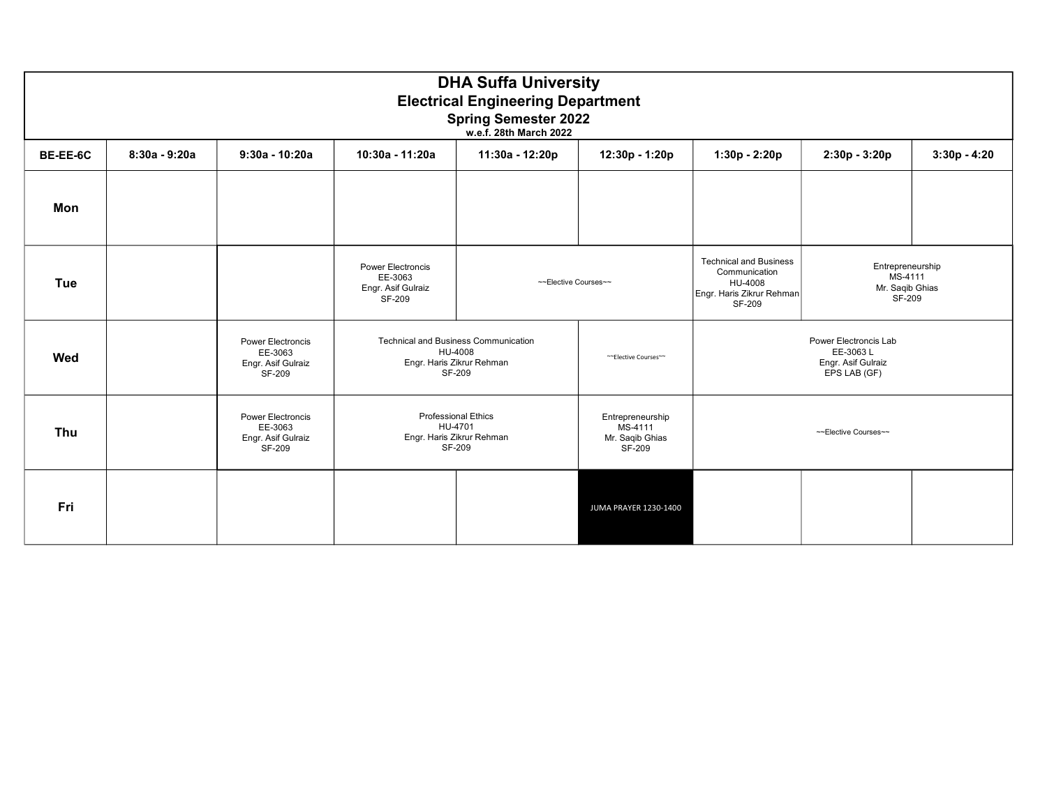# DHA Suffa University

## Electrical Engineering Department

### Spring Semester 2022

w.e.f. 28th March 2022

| BE-EE-6C | 8:30a - 9:20a | 9:30a - 10:20a | 10:30a - 11:20a | 11:30a - 12:20p | 12:30p - 1:20p | 1:30p - 2:20p | 2:30p - 3:20p | 3:30p - 4:20 |
|---|---|---|---|---|---|---|---|---|
| **Mon** | | | | | | | | |
| **Tue** | | | Power Electroncis EE-3063 Engr. Asif Gulraiz SF-209 | ~~Elective Courses~~ | | Technical and Business Communication HU-4008 Engr. Haris Zikrur Rehman SF-209 | Entrepreneurship MS-4111 Mr. Saqib Ghias SF-209 | |
| **Wed** | | Power Electroncis EE-3063 Engr. Asif Gulraiz SF-209 | Technical and Business Communication HU-4008 Engr. Haris Zikrur Rehman SF-209 | | ~~Elective Courses~~ | Power Electroncis Lab EE-3063 L Engr. Asif Gulraiz EPS LAB (GF) | | |
| **Thu** | | Power Electroncis EE-3063 Engr. Asif Gulraiz SF-209 | Professional Ethics HU-4701 Engr. Haris Zikrur Rehman SF-209 | | Entrepreneurship MS-4111 Mr. Saqib Ghias SF-209 | ~~Elective Courses~~ | | |
| **Fri** | | | | | JUMA PRAYER 1230-1400 | | | |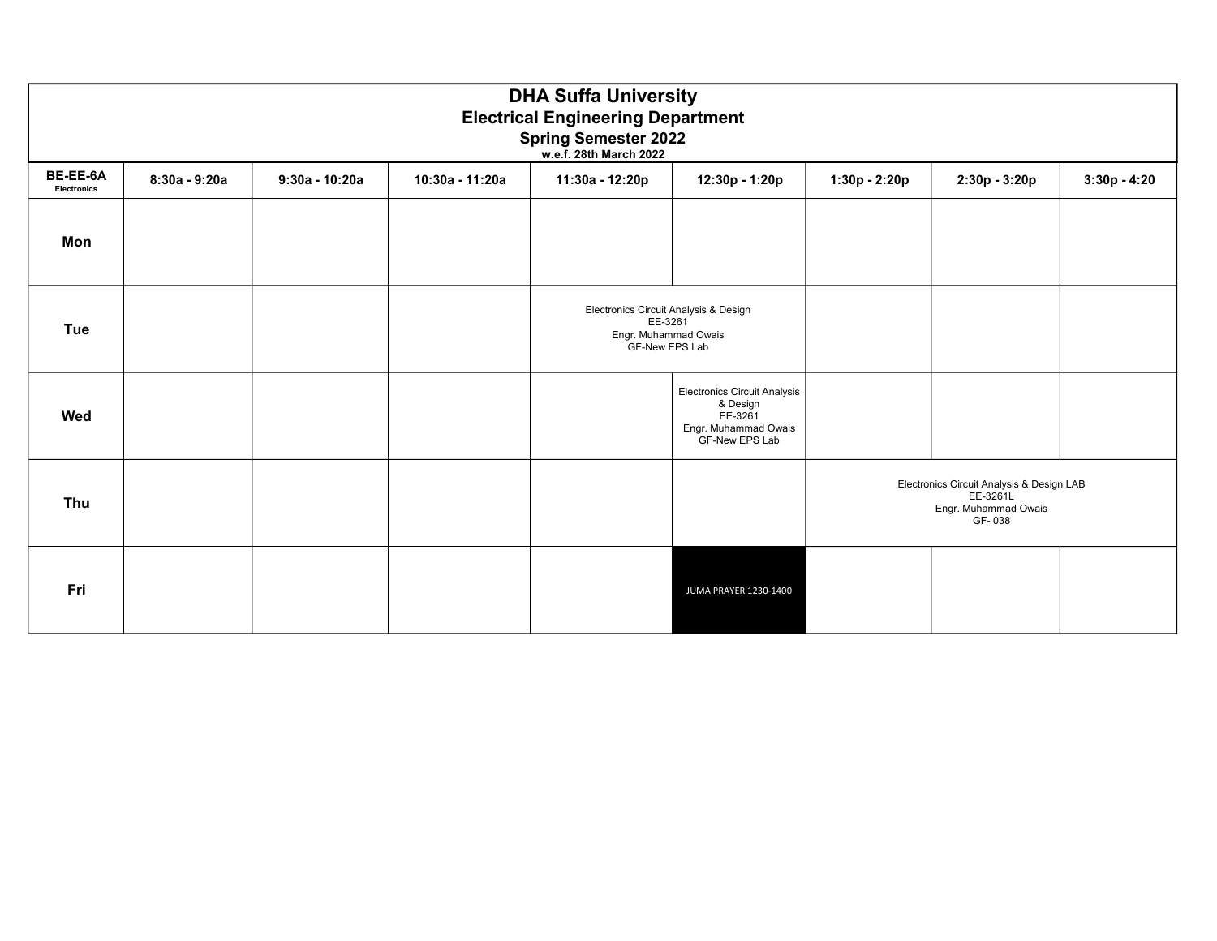# DHA Suffa University

## Electrical Engineering Department

### Spring Semester 2022

**w.e.f. 28th March 2022**

| BE-EE-6A Electronics | 8:30a - 9:20a | 9:30a - 10:20a | 10:30a - 11:20a | 11:30a - 12:20p | 12:30p - 1:20p | 1:30p - 2:20p | 2:30p - 3:20p | 3:30p - 4:20 |
|---|---|---|---|---|---|---|---|---|
| **Mon** | | | | | | | | |
| **Tue** | | | | Electronics Circuit Analysis & Design EE-3261 Engr. Muhammad Owais GF-New EPS Lab | | | | |
| **Wed** | | | | | Electronics Circuit Analysis & Design EE-3261 Engr. Muhammad Owais GF-New EPS Lab | | | |
| **Thu** | | | | | | Electronics Circuit Analysis & Design LAB EE-3261L Engr. Muhammad Owais GF- 038 | | |
| **Fri** | | | | | JUMA PRAYER 1230-1400 | | | |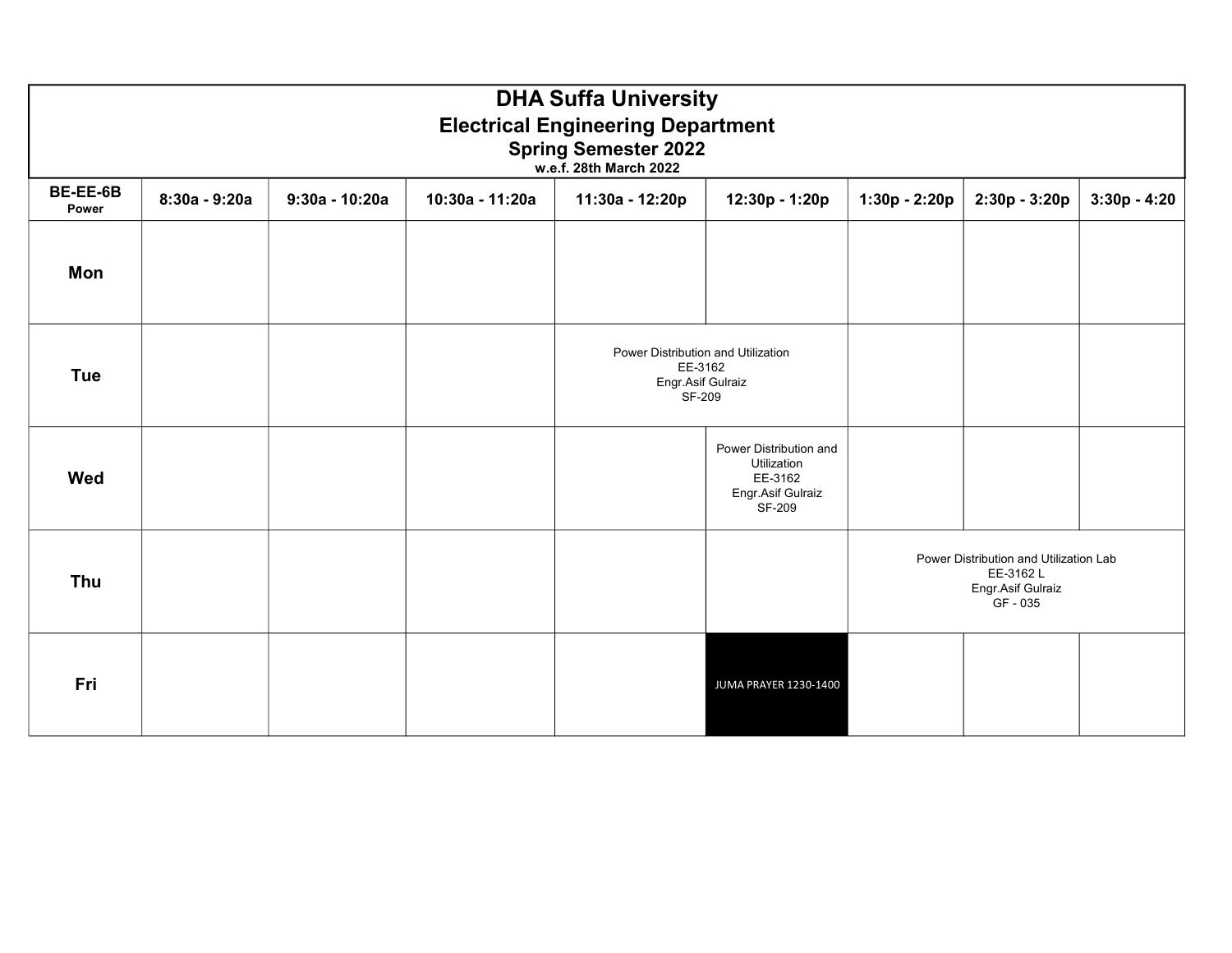# DHA Suffa University

## Electrical Engineering Department

### Spring Semester 2022

**w.e.f. 28th March 2022**

| BE-EE-6B Power | 8:30a - 9:20a | 9:30a - 10:20a | 10:30a - 11:20a | 11:30a - 12:20p | 12:30p - 1:20p | 1:30p - 2:20p | 2:30p - 3:20p | 3:30p - 4:20 |
|---|---|---|---|---|---|---|---|---|
| **Mon** | | | | | | | | |
| **Tue** | | | | Power Distribution and Utilization EE-3162 Engr.Asif Gulraiz SF-209 | | | | |
| **Wed** | | | | | Power Distribution and Utilization EE-3162 Engr.Asif Gulraiz SF-209 | | | |
| **Thu** | | | | | | Power Distribution and Utilization Lab EE-3162 L Engr.Asif Gulraiz GF - 035 | | |
| **Fri** | | | | | JUMA PRAYER 1230-1400 | | | |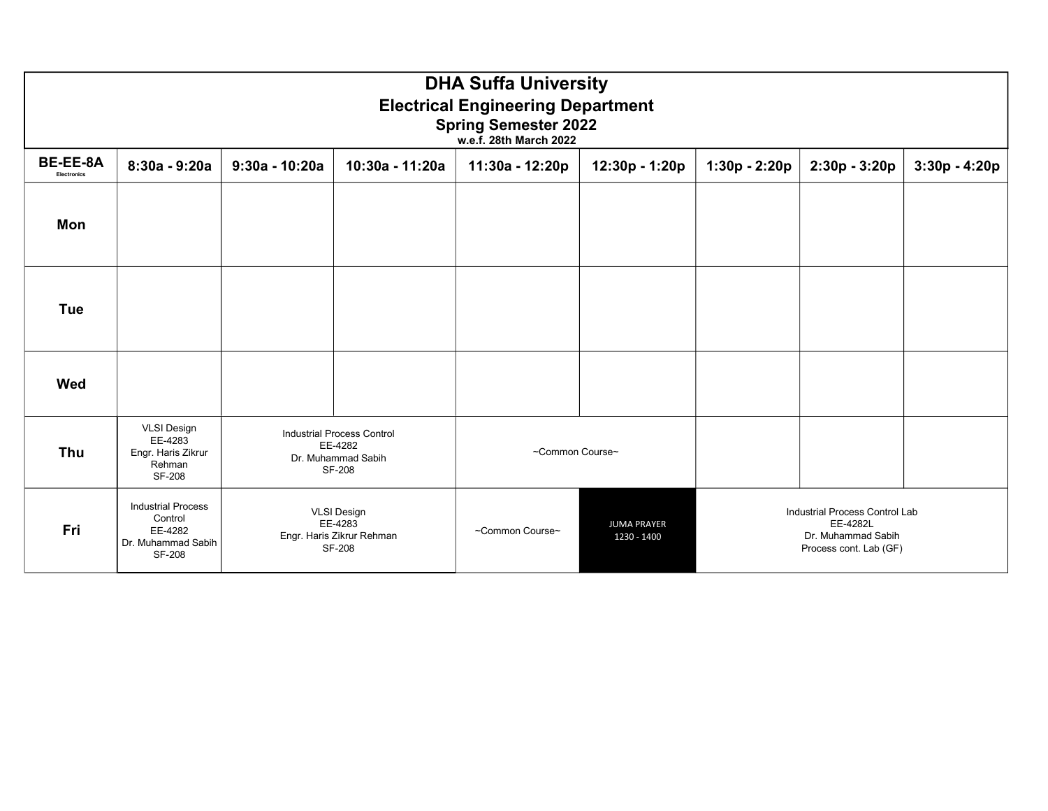# DHA Suffa University

## Electrical Engineering Department

### Spring Semester 2022

**w.e.f. 28th March 2022**

| BE-EE-8A Electronics | 8:30a - 9:20a | 9:30a - 10:20a | 10:30a - 11:20a | 11:30a - 12:20p | 12:30p - 1:20p | 1:30p - 2:20p | 2:30p - 3:20p | 3:30p - 4:20p |
|---|---|---|---|---|---|---|---|---|
| **Mon** | | | | | | | | |
| **Tue** | | | | | | | | |
| **Wed** | | | | | | | | |
| **Thu** | VLSI Design EE-4283 Engr. Haris Zikrur Rehman SF-208 | Industrial Process Control EE-4282 Dr. Muhammad Sabih SF-208 | | ~Common Course~ | | | | |
| **Fri** | Industrial Process Control EE-4282 Dr. Muhammad Sabih SF-208 | VLSI Design EE-4283 Engr. Haris Zikrur Rehman SF-208 | | ~Common Course~ | JUMA PRAYER 1230 - 1400 | Industrial Process Control Lab EE-4282L Dr. Muhammad Sabih Process cont. Lab (GF) | | |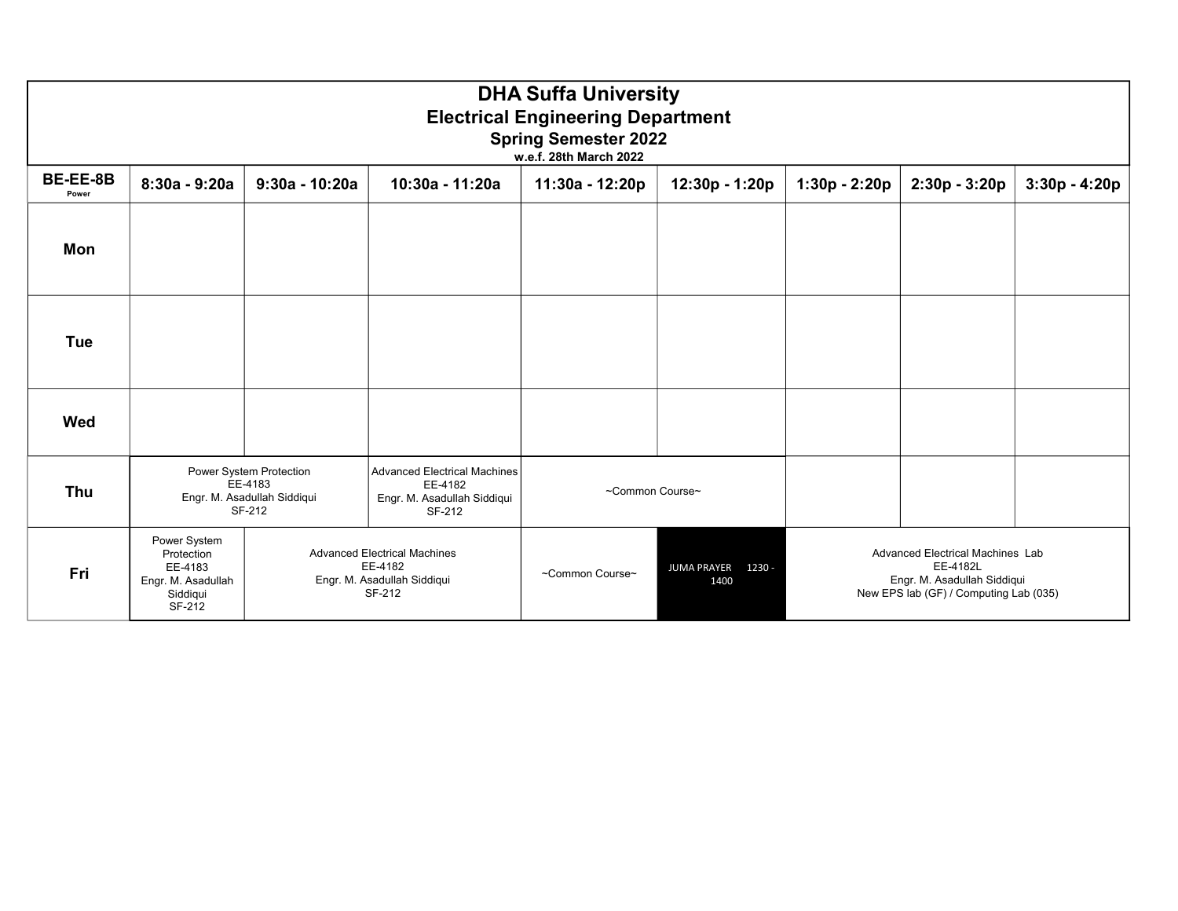# DHA Suffa University

## Electrical Engineering Department

### Spring Semester 2022

**w.e.f. 28th March 2022**

| BE-EE-8B Power | 8:30a - 9:20a | 9:30a - 10:20a | 10:30a - 11:20a | 11:30a - 12:20p | 12:30p - 1:20p | 1:30p - 2:20p | 2:30p - 3:20p | 3:30p - 4:20p |
|---|---|---|---|---|---|---|---|---|
| **Mon** | | | | | | | | |
| **Tue** | | | | | | | | |
| **Wed** | | | | | | | | |
| **Thu** | Power System Protection EE-4183 Engr. M. Asadullah Siddiqui SF-212 | | Advanced Electrical Machines EE-4182 Engr. M. Asadullah Siddiqui SF-212 | ~Common Course~ | | | | |
| **Fri** | Power System Protection EE-4183 Engr. M. Asadullah Siddiqui SF-212 | Advanced Electrical Machines EE-4182 Engr. M. Asadullah Siddiqui SF-212 | | ~Common Course~ | JUMA PRAYER 1230 - 1400 | Advanced Electrical Machines Lab EE-4182L Engr. M. Asadullah Siddiqui New EPS lab (GF) / Computing Lab (035) | | |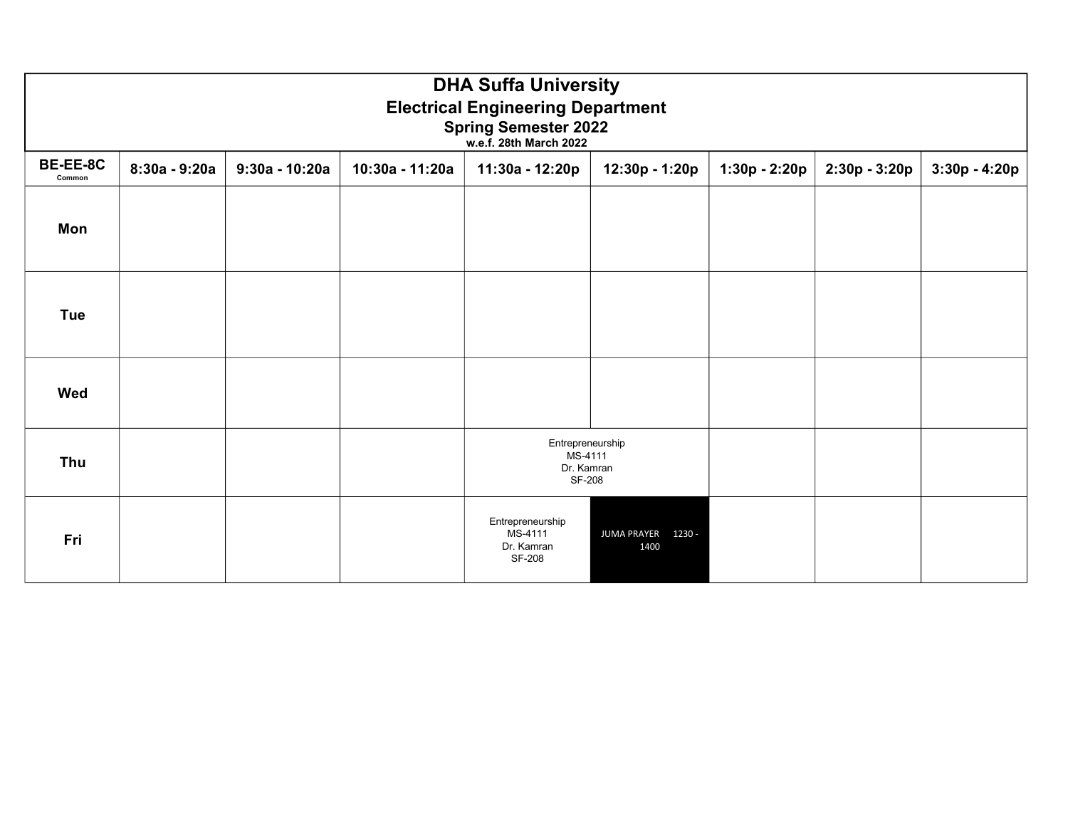# DHA Suffa University

## Electrical Engineering Department

### Spring Semester 2022

**w.e.f. 28th March 2022**

| BE-EE-8C Common | 8:30a - 9:20a | 9:30a - 10:20a | 10:30a - 11:20a | 11:30a - 12:20p | 12:30p - 1:20p | 1:30p - 2:20p | 2:30p - 3:20p | 3:30p - 4:20p |
|---|---|---|---|---|---|---|---|---|
| **Mon** | | | | | | | | |
| **Tue** | | | | | | | | |
| **Wed** | | | | | | | | |
| **Thu** | | | | Entrepreneurship MS-4111 Dr. Kamran SF-208 | | | | |
| **Fri** | | | | Entrepreneurship MS-4111 Dr. Kamran SF-208 | JUMA PRAYER 1230 - 1400 | | | |